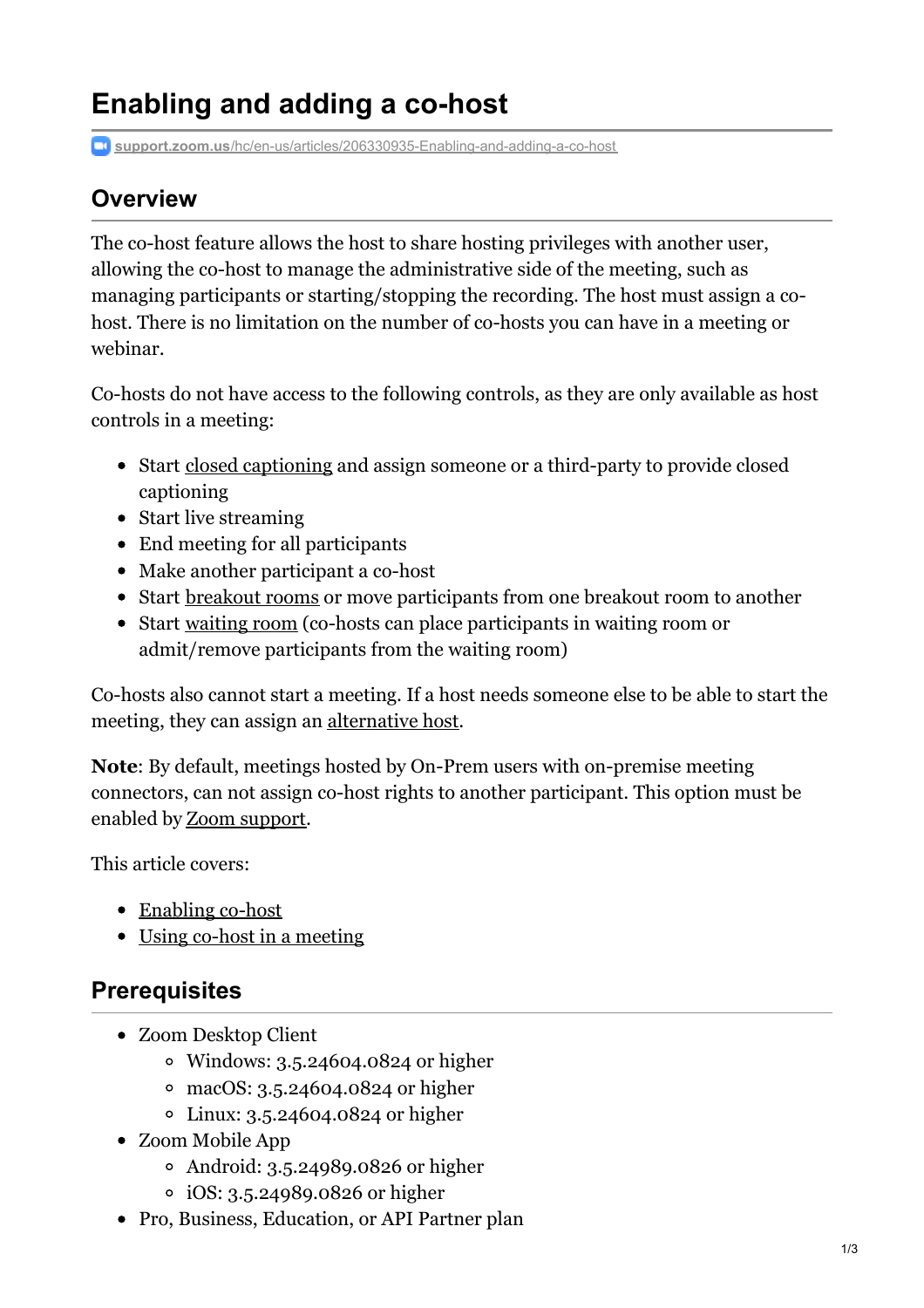# Enabling and adding a co-host

support.zoom.us/hc/en-us/articles/206330935-Enabling-and-adding-a-co-host

## Overview

The co-host feature allows the host to share hosting privileges with another user, allowing the co-host to manage the administrative side of the meeting, such as managing participants or starting/stopping the recording. The host must assign a co-host. There is no limitation on the number of co-hosts you can have in a meeting or webinar.

Co-hosts do not have access to the following controls, as they are only available as host controls in a meeting:

- Start closed captioning and assign someone or a third-party to provide closed captioning
- Start live streaming
- End meeting for all participants
- Make another participant a co-host
- Start breakout rooms or move participants from one breakout room to another
- Start waiting room (co-hosts can place participants in waiting room or admit/remove participants from the waiting room)

Co-hosts also cannot start a meeting. If a host needs someone else to be able to start the meeting, they can assign an alternative host.

**Note**: By default, meetings hosted by On-Prem users with on-premise meeting connectors, can not assign co-host rights to another participant. This option must be enabled by Zoom support.

This article covers:

- Enabling co-host
- Using co-host in a meeting

## Prerequisites

- Zoom Desktop Client
  - Windows: 3.5.24604.0824 or higher
  - macOS: 3.5.24604.0824 or higher
  - Linux: 3.5.24604.0824 or higher
- Zoom Mobile App
  - Android: 3.5.24989.0826 or higher
  - iOS: 3.5.24989.0826 or higher
- Pro, Business, Education, or API Partner plan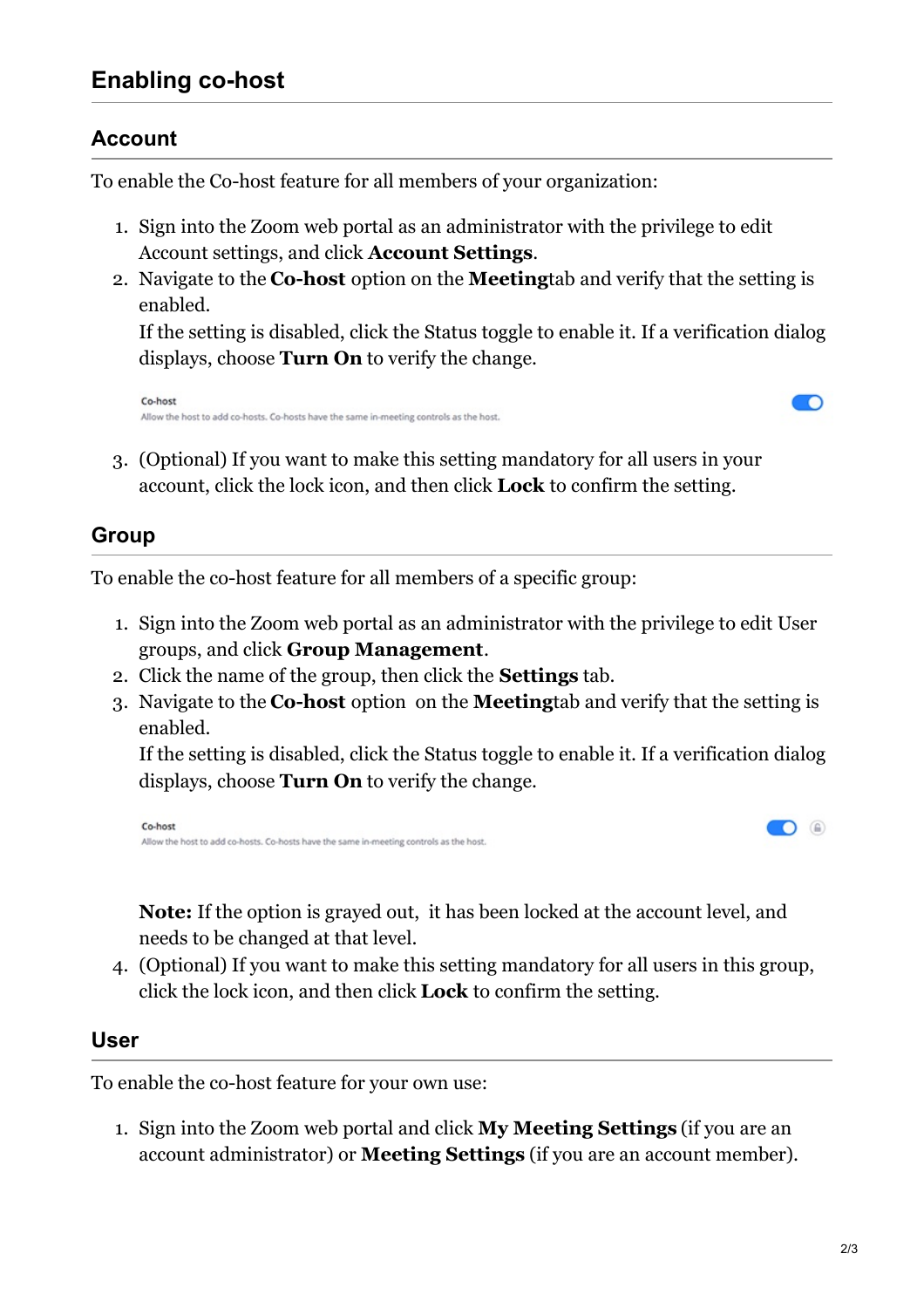## Enabling co-host

### Account

To enable the Co-host feature for all members of your organization:

1. Sign into the Zoom web portal as an administrator with the privilege to edit Account settings, and click **Account Settings**.
2. Navigate to the **Co-host** option on the **Meeting**tab and verify that the setting is enabled.
   If the setting is disabled, click the Status toggle to enable it. If a verification dialog displays, choose **Turn On** to verify the change.

   Co-host
   Allow the host to add co-hosts. Co-hosts have the same in-meeting controls as the host.

3. (Optional) If you want to make this setting mandatory for all users in your account, click the lock icon, and then click **Lock** to confirm the setting.

### Group

To enable the co-host feature for all members of a specific group:

1. Sign into the Zoom web portal as an administrator with the privilege to edit User groups, and click **Group Management**.
2. Click the name of the group, then click the **Settings** tab.
3. Navigate to the **Co-host** option on the **Meeting**tab and verify that the setting is enabled.
   If the setting is disabled, click the Status toggle to enable it. If a verification dialog displays, choose **Turn On** to verify the change.

   Co-host
   Allow the host to add co-hosts. Co-hosts have the same in-meeting controls as the host.

   **Note:** If the option is grayed out, it has been locked at the account level, and needs to be changed at that level.
4. (Optional) If you want to make this setting mandatory for all users in this group, click the lock icon, and then click **Lock** to confirm the setting.

### User

To enable the co-host feature for your own use:

1. Sign into the Zoom web portal and click **My Meeting Settings** (if you are an account administrator) or **Meeting Settings** (if you are an account member).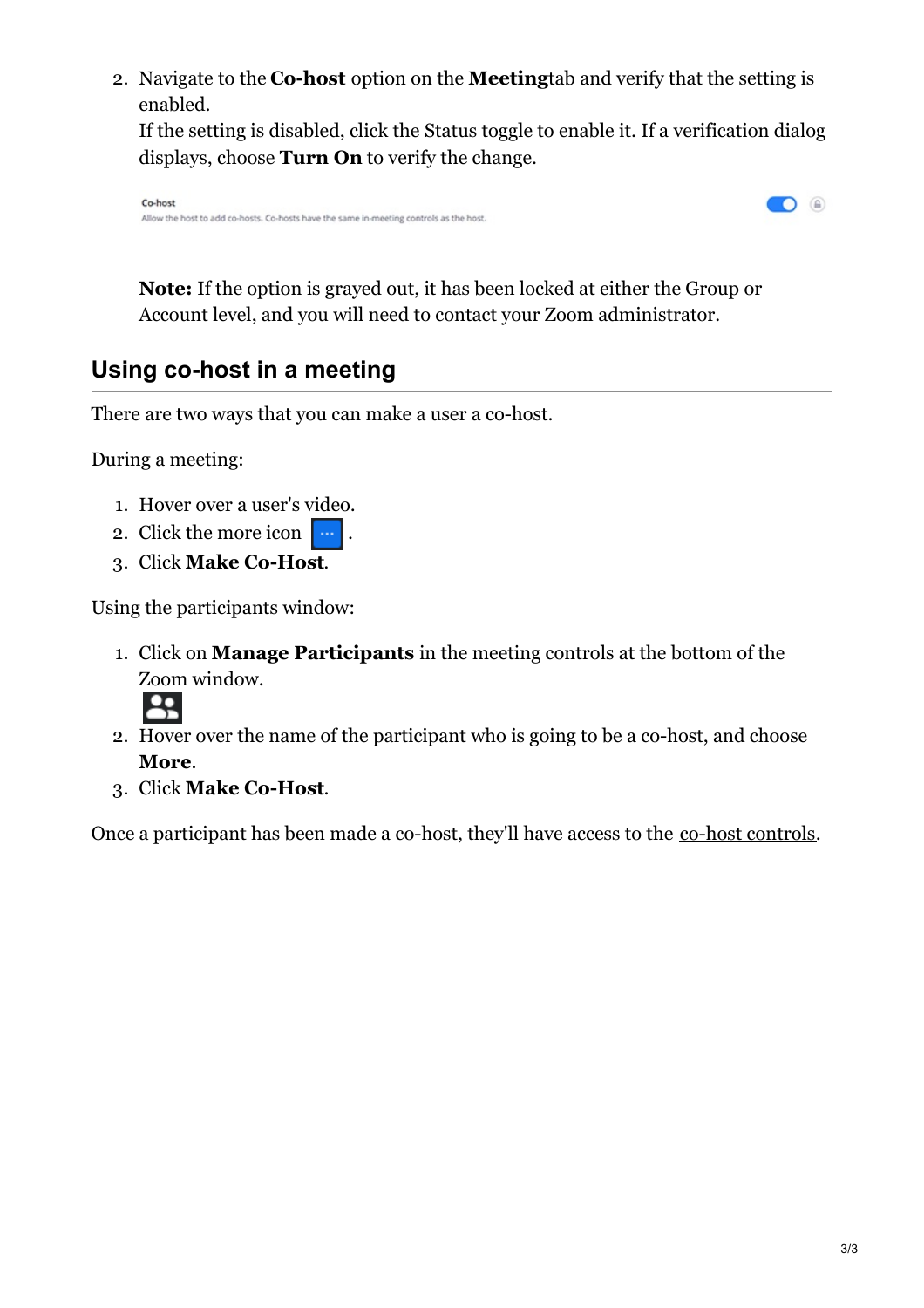2. Navigate to the **Co-host** option on the **Meeting**tab and verify that the setting is enabled.
   If the setting is disabled, click the Status toggle to enable it. If a verification dialog displays, choose **Turn On** to verify the change.

   Co-host
   Allow the host to add co-hosts. Co-hosts have the same in-meeting controls as the host.

   **Note:** If the option is grayed out, it has been locked at either the Group or Account level, and you will need to contact your Zoom administrator.

## Using co-host in a meeting

There are two ways that you can make a user a co-host.

During a meeting:

1. Hover over a user's video.
2. Click the more icon ... .
3. Click **Make Co-Host**.

Using the participants window:

1. Click on **Manage Participants** in the meeting controls at the bottom of the Zoom window.
2. Hover over the name of the participant who is going to be a co-host, and choose **More**.
3. Click **Make Co-Host**.

Once a participant has been made a co-host, they'll have access to the co-host controls.